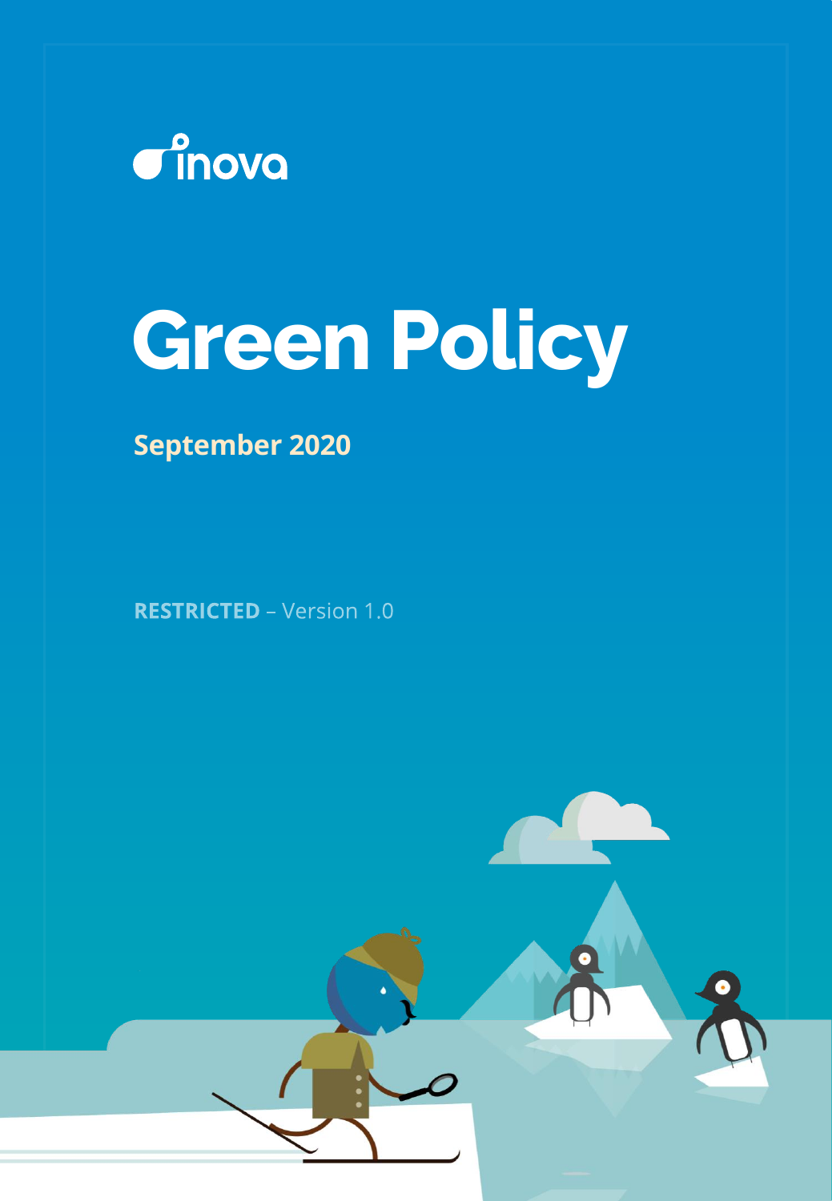inova

# Green Policy

**September 2020**

**RESTRICTED** – Version 1.0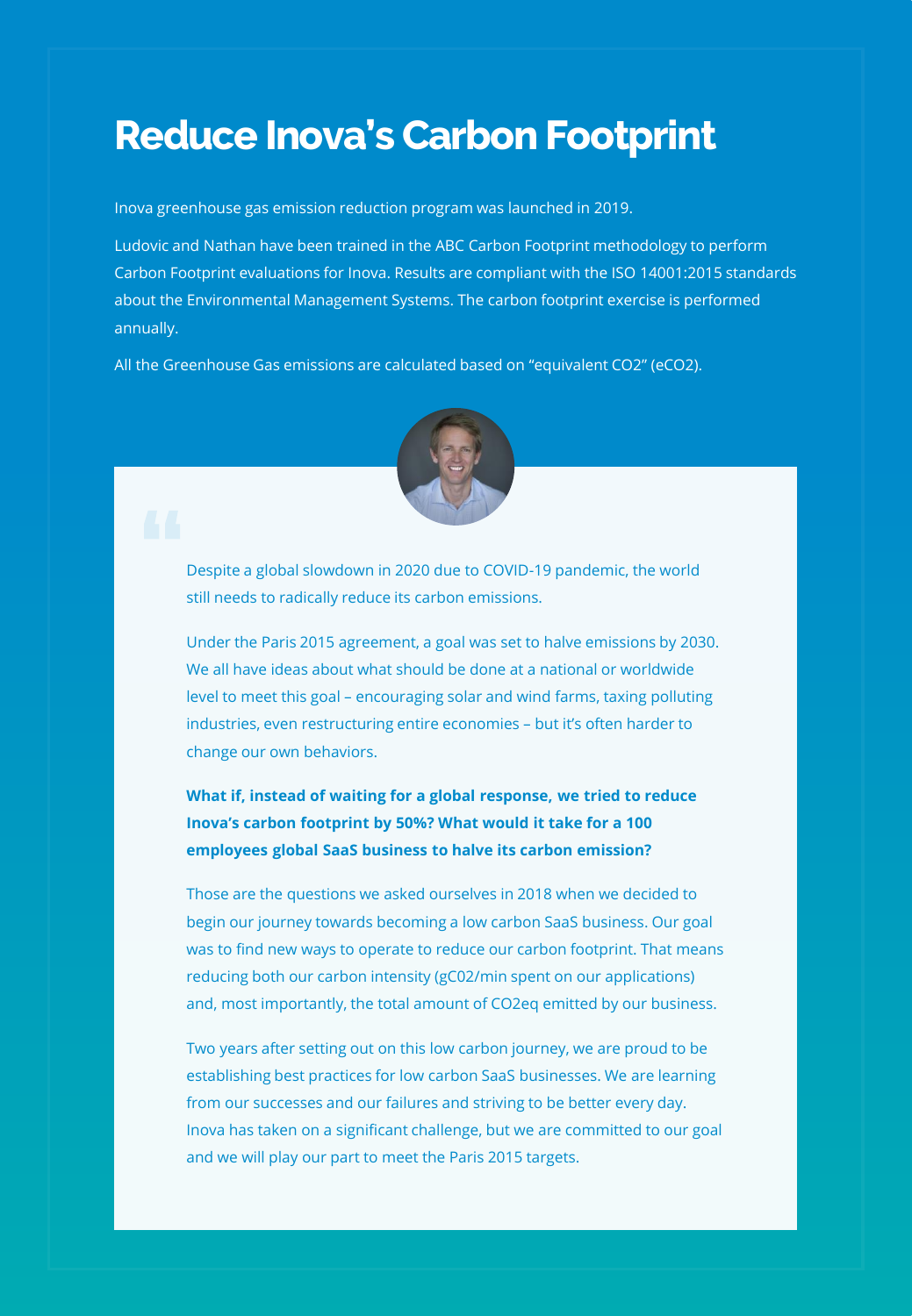# Reduce Inova's Carbon Footprint

Inova greenhouse gas emission reduction program was launched in 2019.

Ludovic and Nathan have been trained in the ABC Carbon Footprint methodology to perform Carbon Footprint evaluations for Inova. Results are compliant with the ISO 14001:2015 standards about the Environmental Management Systems. The carbon footprint exercise is performed annually.

All the Greenhouse Gas emissions are calculated based on "equivalent CO2" (eCO2).

> Despite a global slowdown in 2020 due to COVID-19 pandemic, the world still needs to radically reduce its carbon emissions.
>
> Under the Paris 2015 agreement, a goal was set to halve emissions by 2030. We all have ideas about what should be done at a national or worldwide level to meet this goal – encouraging solar and wind farms, taxing polluting industries, even restructuring entire economies – but it's often harder to change our own behaviors.
>
> **What if, instead of waiting for a global response, we tried to reduce Inova's carbon footprint by 50%? What would it take for a 100 employees global SaaS business to halve its carbon emission?**
>
> Those are the questions we asked ourselves in 2018 when we decided to begin our journey towards becoming a low carbon SaaS business. Our goal was to find new ways to operate to reduce our carbon footprint. That means reducing both our carbon intensity (gC02/min spent on our applications) and, most importantly, the total amount of CO2eq emitted by our business.
>
> Two years after setting out on this low carbon journey, we are proud to be establishing best practices for low carbon SaaS businesses. We are learning from our successes and our failures and striving to be better every day. Inova has taken on a significant challenge, but we are committed to our goal and we will play our part to meet the Paris 2015 targets.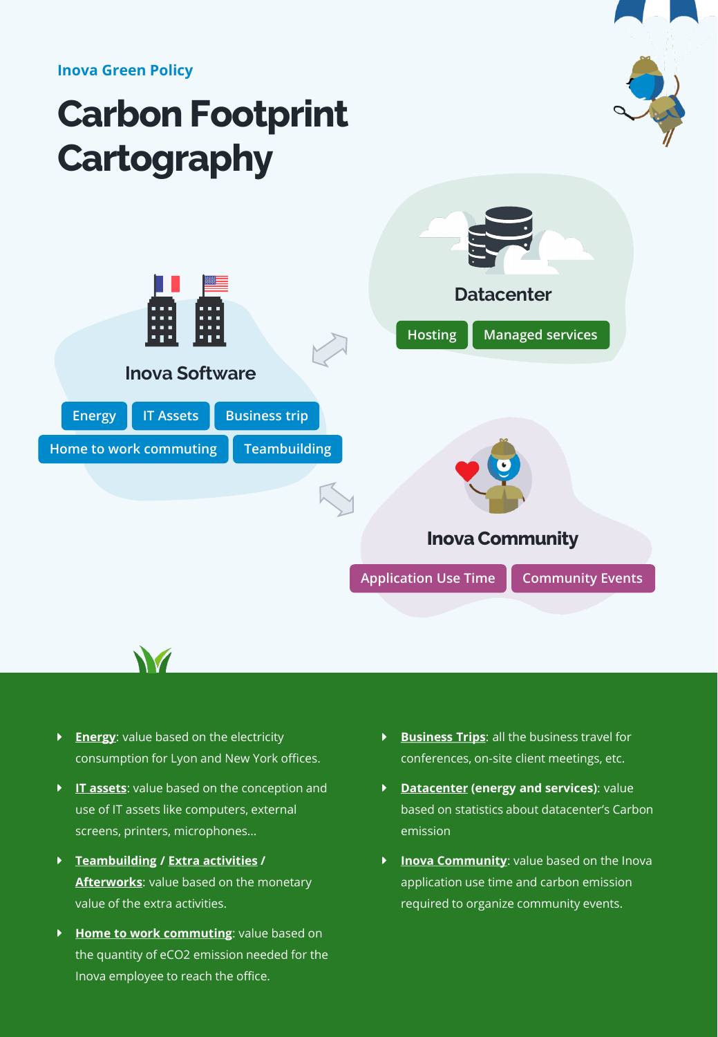Inova Green Policy

# Carbon Footprint Cartography

## Datacenter

Hosting | Managed services

## Inova Software

Energy | IT Assets | Business trip | Home to work commuting | Teambuilding

## Inova Community

Application Use Time | Community Events

- **Energy**: value based on the electricity consumption for Lyon and New York offices.
- **IT assets**: value based on the conception and use of IT assets like computers, external screens, printers, microphones…
- **Teambuilding / Extra activities / Afterworks**: value based on the monetary value of the extra activities.
- **Home to work commuting**: value based on the quantity of eCO2 emission needed for the Inova employee to reach the office.
- **Business Trips**: all the business travel for conferences, on-site client meetings, etc.
- **Datacenter (energy and services)**: value based on statistics about datacenter's Carbon emission
- **Inova Community**: value based on the Inova application use time and carbon emission required to organize community events.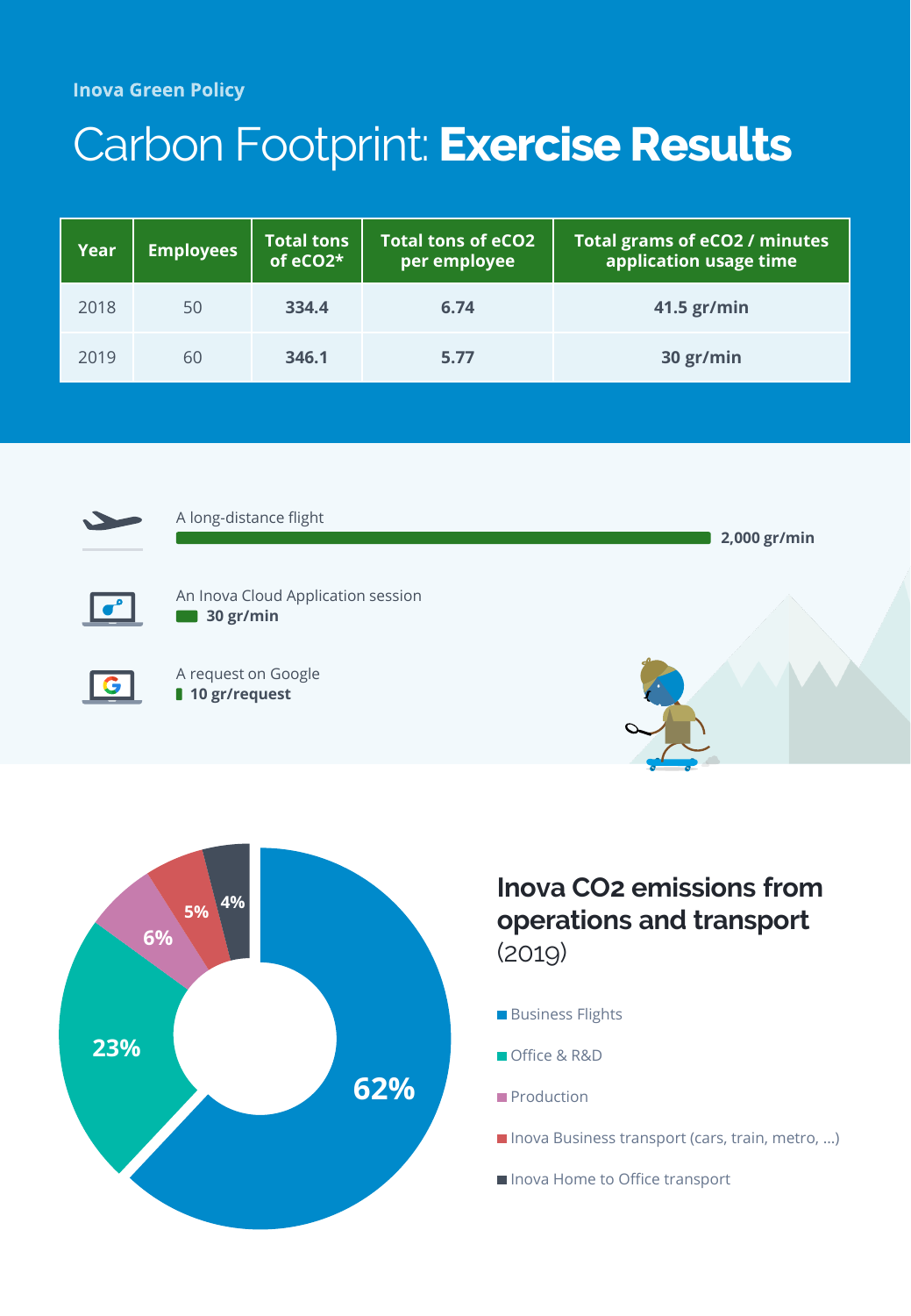Inova Green Policy

# Carbon Footprint: **Exercise Results**

| Year | Employees | Total tons of $eCO_2$* | Total tons of $eCO_2$ per employee | Total grams of $eCO_2$ / minutes application usage time |
|---|---|---|---|---|
| 2018 | 50 | **334.4** | **6.74** | **41.5 gr/min** |
| 2019 | 60 | **346.1** | **5.77** | **30 gr/min** |

A long-distance flight
**2,000 gr/min**

An Inova Cloud Application session
**30 gr/min**

A request on Google
**10 gr/request**

## Inova $CO_2$ emissions from operations and transport
(2019)

- Business Flights — 62%
- Office & R&D — 23%
- Production — 6%
- Inova Business transport (cars, train, metro, ...) — 5%
- Inova Home to Office transport — 4%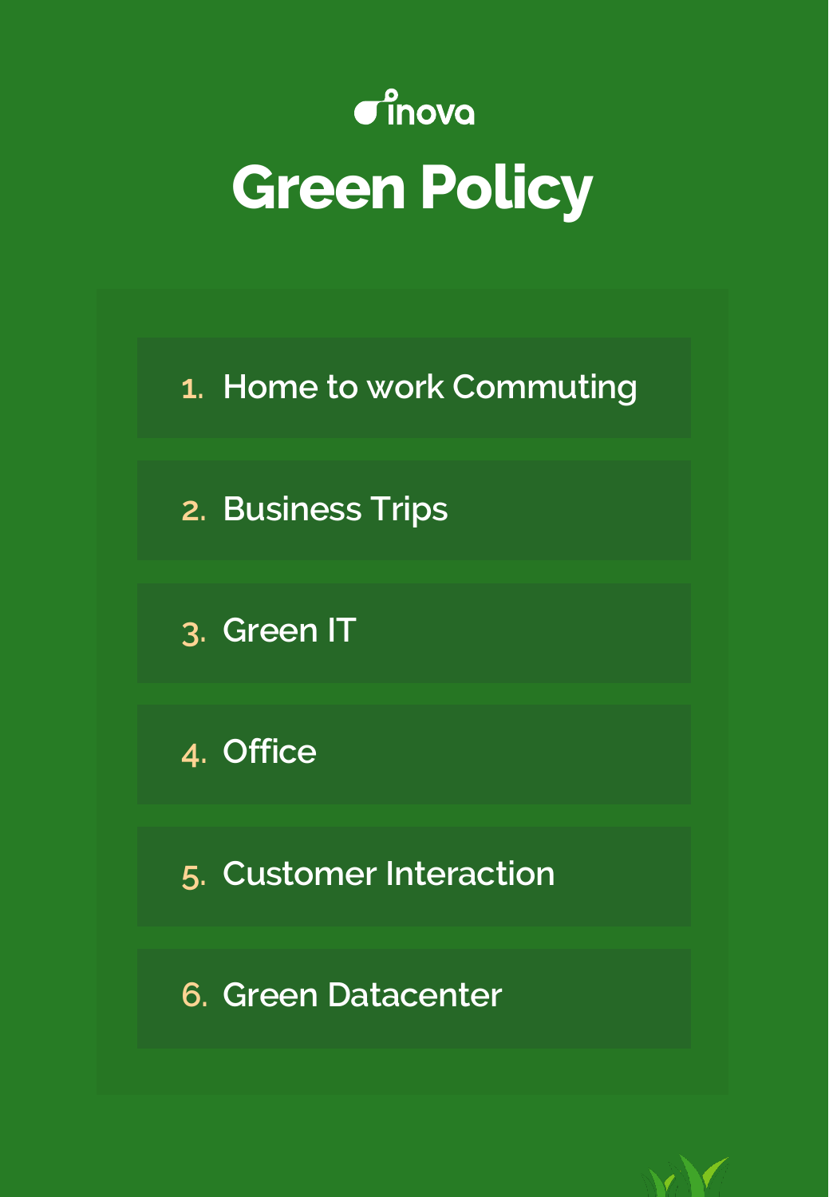inova

# Green Policy

1. Home to work Commuting
2. Business Trips
3. Green IT
4. Office
5. Customer Interaction
6. Green Datacenter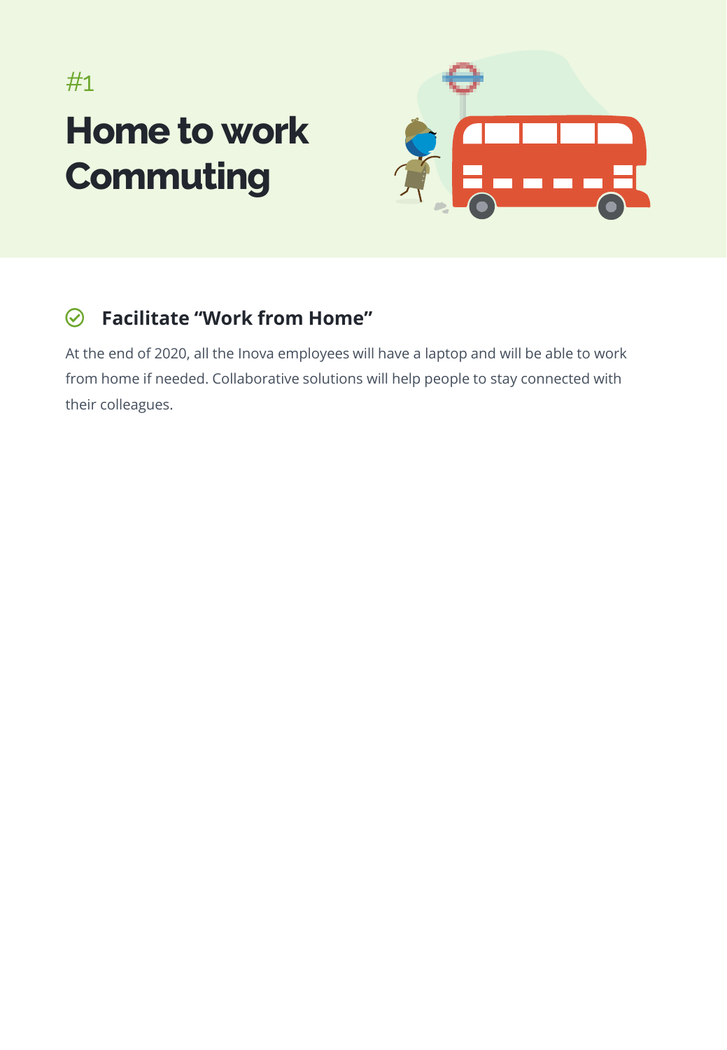#1

# Home to work Commuting

### Facilitate “Work from Home”

At the end of 2020, all the Inova employees will have a laptop and will be able to work from home if needed. Collaborative solutions will help people to stay connected with their colleagues.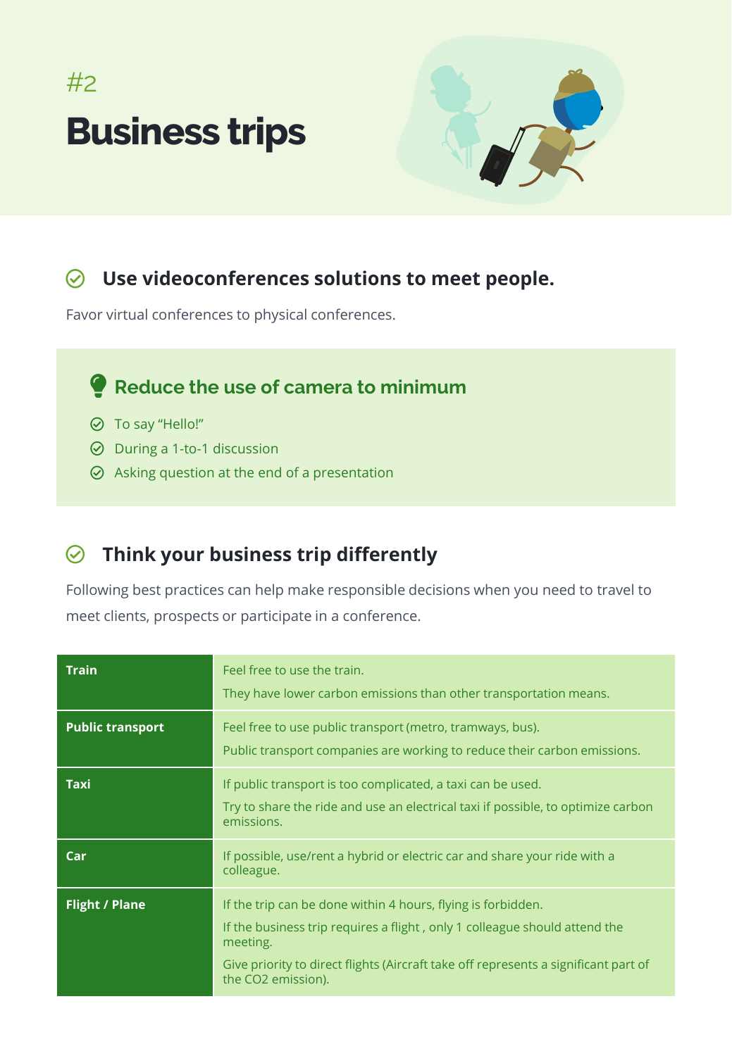#2

# Business trips

## Use videoconferences solutions to meet people.

Favor virtual conferences to physical conferences.

### Reduce the use of camera to minimum

- To say “Hello!”
- During a 1-to-1 discussion
- Asking question at the end of a presentation

## Think your business trip differently

Following best practices can help make responsible decisions when you need to travel to meet clients, prospects or participate in a conference.

| | |
|---|---|
| **Train** | Feel free to use the train.<br>They have lower carbon emissions than other transportation means. |
| **Public transport** | Feel free to use public transport (metro, tramways, bus).<br>Public transport companies are working to reduce their carbon emissions. |
| **Taxi** | If public transport is too complicated, a taxi can be used.<br>Try to share the ride and use an electrical taxi if possible, to optimize carbon emissions. |
| **Car** | If possible, use/rent a hybrid or electric car and share your ride with a colleague. |
| **Flight / Plane** | If the trip can be done within 4 hours, flying is forbidden.<br>If the business trip requires a flight , only 1 colleague should attend the meeting.<br>Give priority to direct flights (Aircraft take off represents a significant part of the $CO_2$ emission). |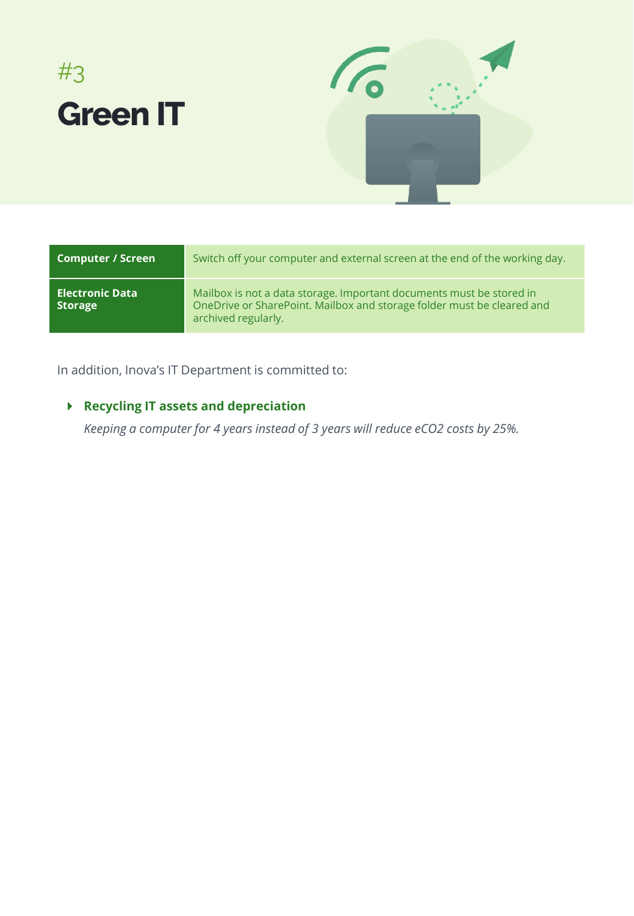#3

# Green IT

| Computer / Screen | Switch off your computer and external screen at the end of the working day. |
|---|---|
| **Electronic Data Storage** | Mailbox is not a data storage. Important documents must be stored in OneDrive or SharePoint. Mailbox and storage folder must be cleared and archived regularly. |

In addition, Inova’s IT Department is committed to:

- **Recycling IT assets and depreciation**

  *Keeping a computer for 4 years instead of 3 years will reduce eCO2 costs by 25%.*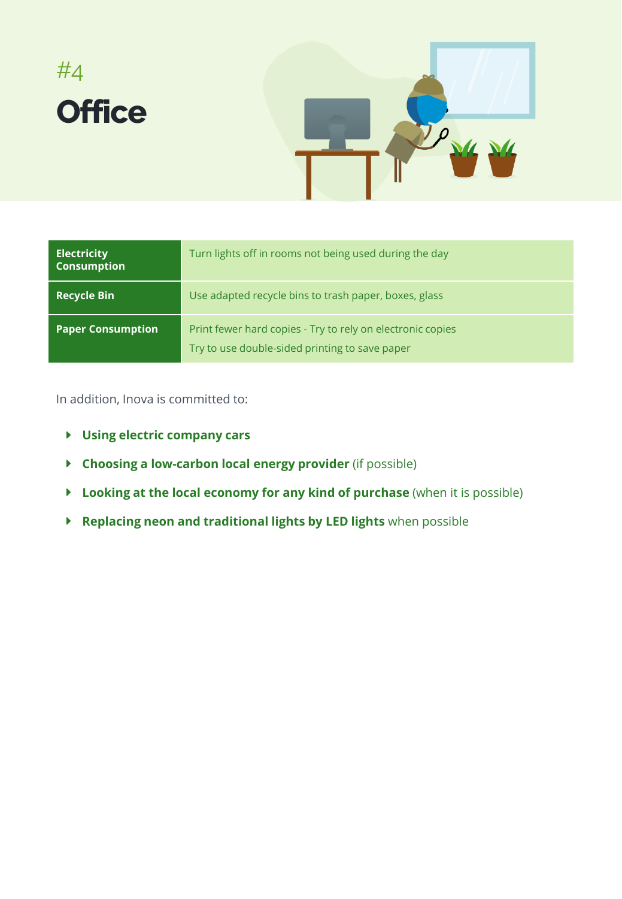#4

# Office

| Electricity Consumption | Turn lights off in rooms not being used during the day |
|---|---|
| Recycle Bin | Use adapted recycle bins to trash paper, boxes, glass |
| Paper Consumption | Print fewer hard copies - Try to rely on electronic copies<br>Try to use double-sided printing to save paper |

In addition, Inova is committed to:

- **Using electric company cars**
- **Choosing a low-carbon local energy provider** (if possible)
- **Looking at the local economy for any kind of purchase** (when it is possible)
- **Replacing neon and traditional lights by LED lights** when possible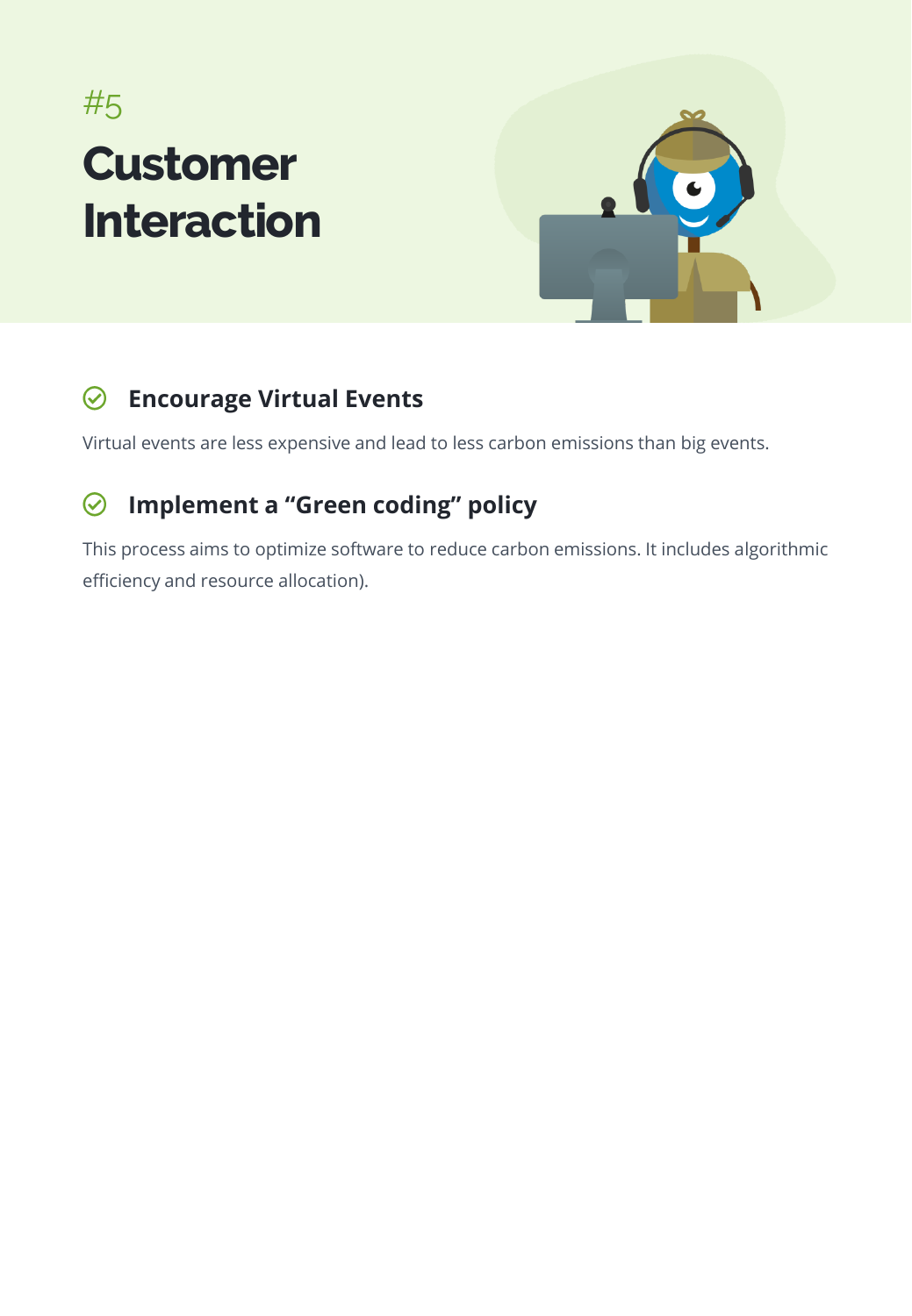#5

# Customer Interaction

### Encourage Virtual Events

Virtual events are less expensive and lead to less carbon emissions than big events.

### Implement a “Green coding” policy

This process aims to optimize software to reduce carbon emissions. It includes algorithmic efficiency and resource allocation).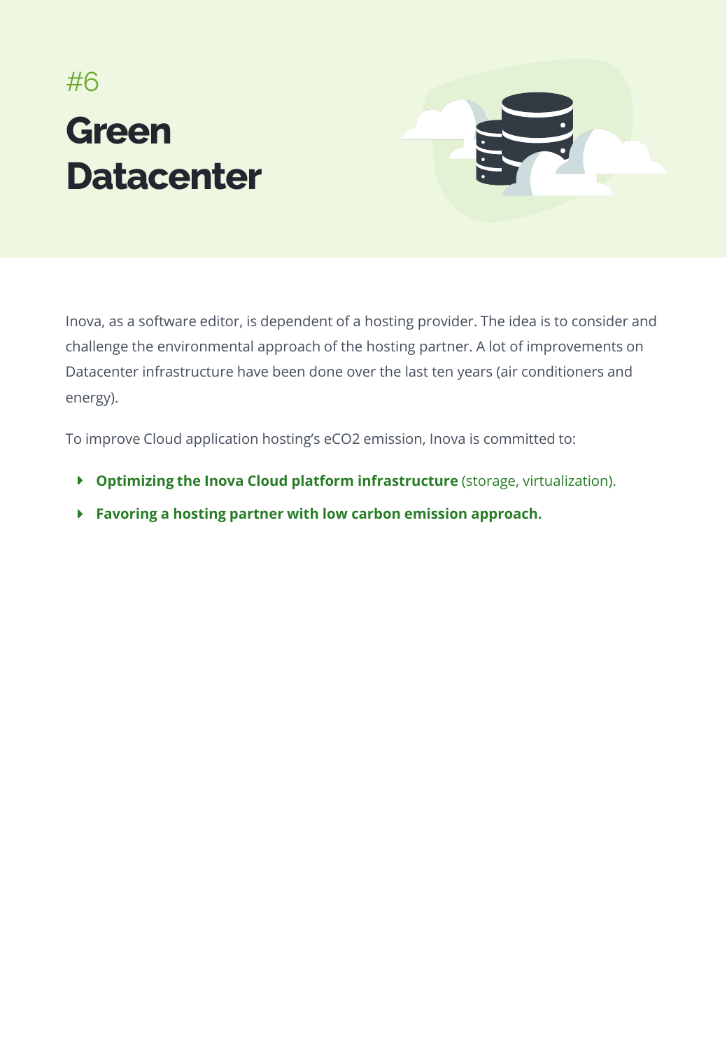#6

# Green Datacenter

Inova, as a software editor, is dependent of a hosting provider. The idea is to consider and challenge the environmental approach of the hosting partner. A lot of improvements on Datacenter infrastructure have been done over the last ten years (air conditioners and energy).

To improve Cloud application hosting's eCO2 emission, Inova is committed to:

- **Optimizing the Inova Cloud platform infrastructure** (storage, virtualization).
- **Favoring a hosting partner with low carbon emission approach.**